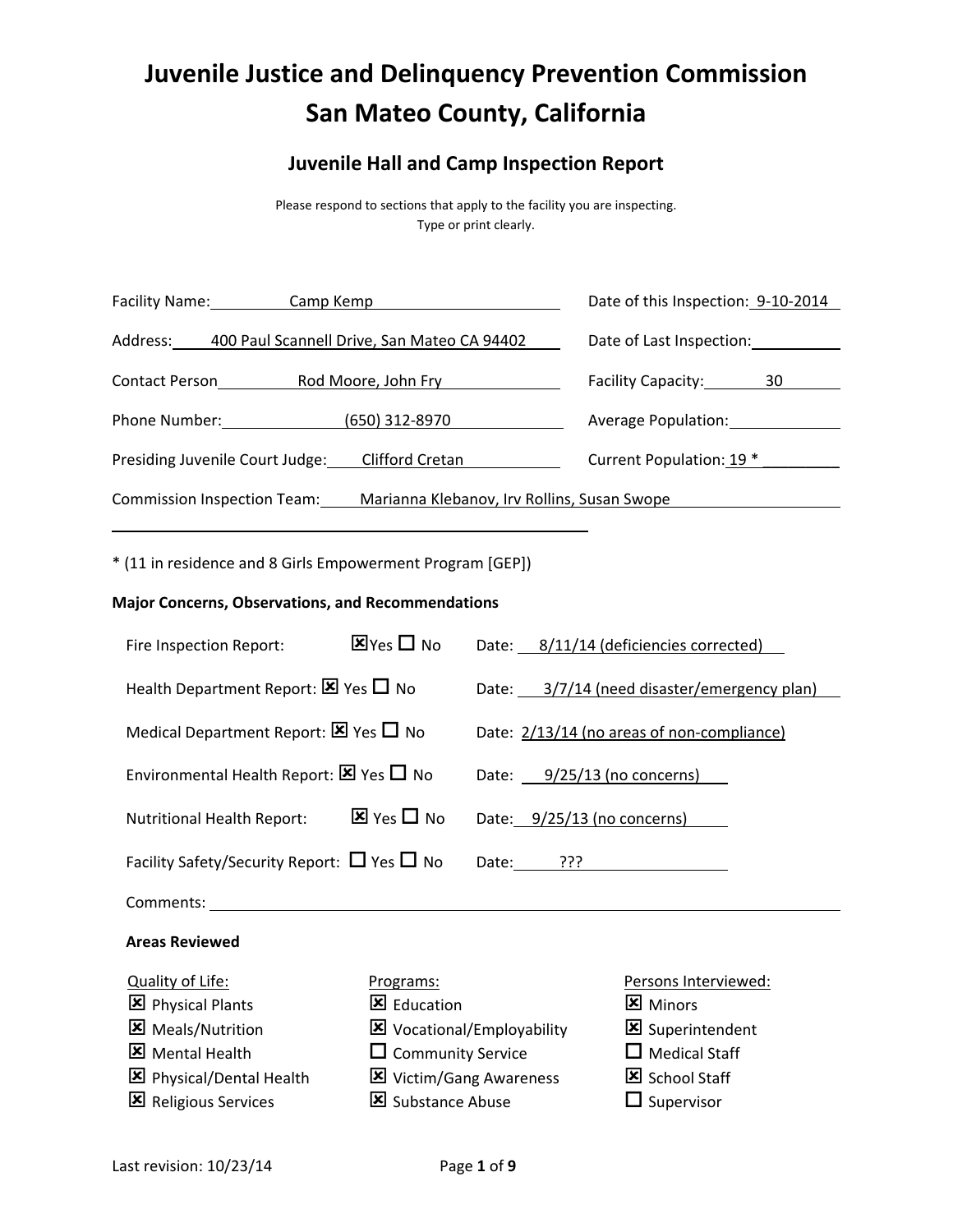# Juvenile Justice and Delinquency Prevention Commission
# San Mateo County, California

## Juvenile Hall and Camp Inspection Report

Please respond to sections that apply to the facility you are inspecting.
Type or print clearly.

Facility Name: Camp Kemp

Date of this Inspection: 9-10-2014

Address: 400 Paul Scannell Drive, San Mateo CA 94402

Date of Last Inspection:

Contact Person: Rod Moore, John Fry

Facility Capacity: 30

Phone Number: (650) 312-8970

Average Population:

Presiding Juvenile Court Judge: Clifford Cretan

Current Population: 19 *

Commission Inspection Team: Marianna Klebanov, Irv Rollins, Susan Swope

* (11 in residence and 8 Girls Empowerment Program [GEP])

**Major Concerns, Observations, and Recommendations**

Fire Inspection Report: ☒ Yes ☐ No Date: 8/11/14 (deficiencies corrected)

Health Department Report: ☒ Yes ☐ No Date: 3/7/14 (need disaster/emergency plan)

Medical Department Report: ☒ Yes ☐ No Date: 2/13/14 (no areas of non-compliance)

Environmental Health Report: ☒ Yes ☐ No Date: 9/25/13 (no concerns)

Nutritional Health Report: ☒ Yes ☐ No Date: 9/25/13 (no concerns)

Facility Safety/Security Report: ☐ Yes ☐ No Date: ???

Comments:

**Areas Reviewed**

| Quality of Life: | Programs: | Persons Interviewed: |
|---|---|---|
| ☒ Physical Plants | ☒ Education | ☒ Minors |
| ☒ Meals/Nutrition | ☒ Vocational/Employability | ☒ Superintendent |
| ☒ Mental Health | ☐ Community Service | ☐ Medical Staff |
| ☒ Physical/Dental Health | ☒ Victim/Gang Awareness | ☒ School Staff |
| ☒ Religious Services | ☒ Substance Abuse | ☐ Supervisor |

Last revision: 10/23/14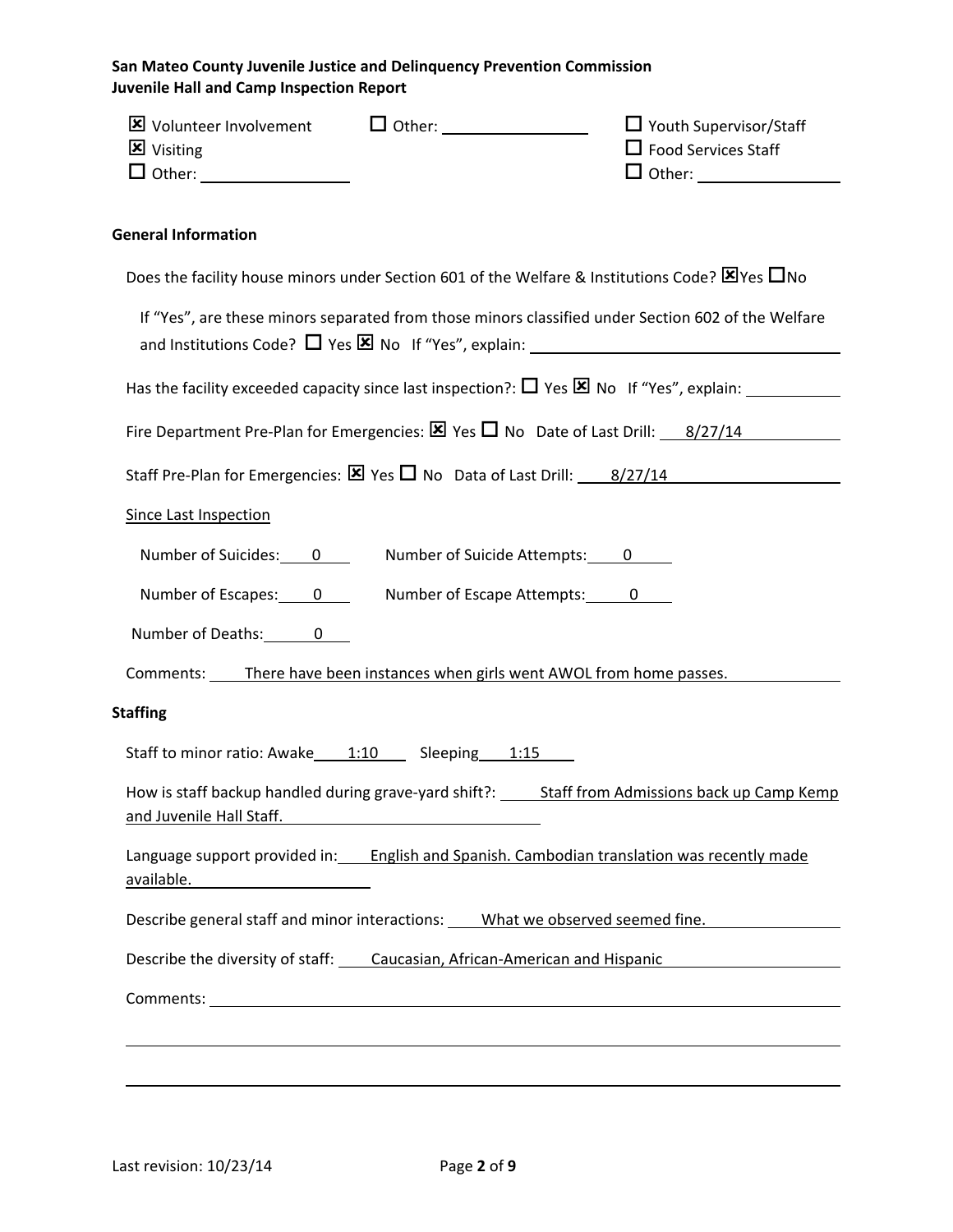**San Mateo County Juvenile Justice and Delinquency Prevention Commission**
**Juvenile Hall and Camp Inspection Report**

☒ Volunteer Involvement  ☐ Other: ________  ☐ Youth Supervisor/Staff
☒ Visiting  ☐ Food Services Staff
☐ Other: ________  ☐ Other: ________

### General Information

Does the facility house minors under Section 601 of the Welfare & Institutions Code? ☒Yes ☐No

If "Yes", are these minors separated from those minors classified under Section 602 of the Welfare and Institutions Code? ☐ Yes ☒ No If "Yes", explain: ________

Has the facility exceeded capacity since last inspection?: ☐ Yes ☒ No If "Yes", explain: ________

Fire Department Pre-Plan for Emergencies: ☒ Yes ☐ No Date of Last Drill: 8/27/14

Staff Pre-Plan for Emergencies: ☒ Yes ☐ No Data of Last Drill: 8/27/14

Since Last Inspection

Number of Suicides: 0  Number of Suicide Attempts: 0

Number of Escapes: 0  Number of Escape Attempts: 0

Number of Deaths: 0

Comments: There have been instances when girls went AWOL from home passes.

### Staffing

Staff to minor ratio: Awake 1:10  Sleeping 1:15

How is staff backup handled during grave-yard shift?: Staff from Admissions back up Camp Kemp and Juvenile Hall Staff.

Language support provided in: English and Spanish. Cambodian translation was recently made available.

Describe general staff and minor interactions: What we observed seemed fine.

Describe the diversity of staff: Caucasian, African-American and Hispanic

Comments: ________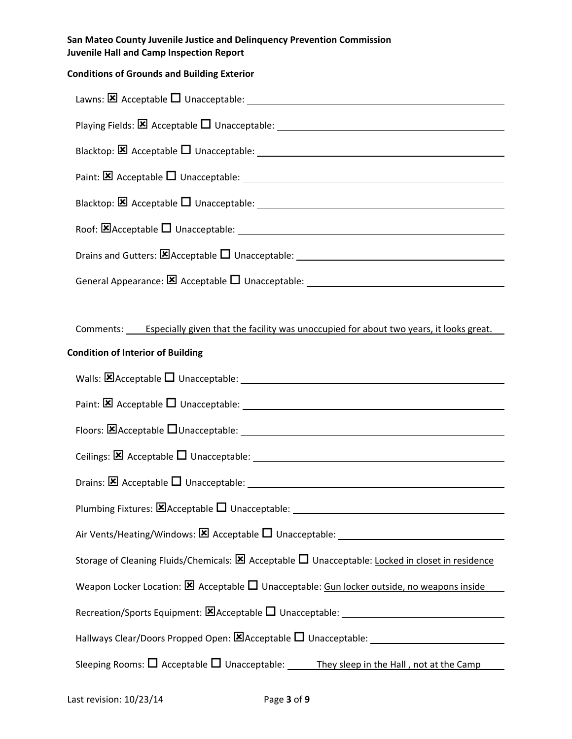**San Mateo County Juvenile Justice and Delinquency Prevention Commission**
**Juvenile Hall and Camp Inspection Report**

**Conditions of Grounds and Building Exterior**

Lawns: ☒ Acceptable ☐ Unacceptable: 

Playing Fields: ☒ Acceptable ☐ Unacceptable: 

Blacktop: ☒ Acceptable ☐ Unacceptable: 

Paint: ☒ Acceptable ☐ Unacceptable: 

Blacktop: ☒ Acceptable ☐ Unacceptable: 

Roof: ☒ Acceptable ☐ Unacceptable: 

Drains and Gutters: ☒ Acceptable ☐ Unacceptable: 

General Appearance: ☒ Acceptable ☐ Unacceptable: 

Comments: Especially given that the facility was unoccupied for about two years, it looks great.

**Condition of Interior of Building**

Walls: ☒ Acceptable ☐ Unacceptable: 

Paint: ☒ Acceptable ☐ Unacceptable: 

Floors: ☒ Acceptable ☐ Unacceptable: 

Ceilings: ☒ Acceptable ☐ Unacceptable: 

Drains: ☒ Acceptable ☐ Unacceptable: 

Plumbing Fixtures: ☒ Acceptable ☐ Unacceptable: 

Air Vents/Heating/Windows: ☒ Acceptable ☐ Unacceptable: 

Storage of Cleaning Fluids/Chemicals: ☒ Acceptable ☐ Unacceptable: Locked in closet in residence

Weapon Locker Location: ☒ Acceptable ☐ Unacceptable: Gun locker outside, no weapons inside

Recreation/Sports Equipment: ☒ Acceptable ☐ Unacceptable: 

Hallways Clear/Doors Propped Open: ☒ Acceptable ☐ Unacceptable: 

Sleeping Rooms: ☐ Acceptable ☐ Unacceptable: They sleep in the Hall , not at the Camp

Last revision: 10/23/14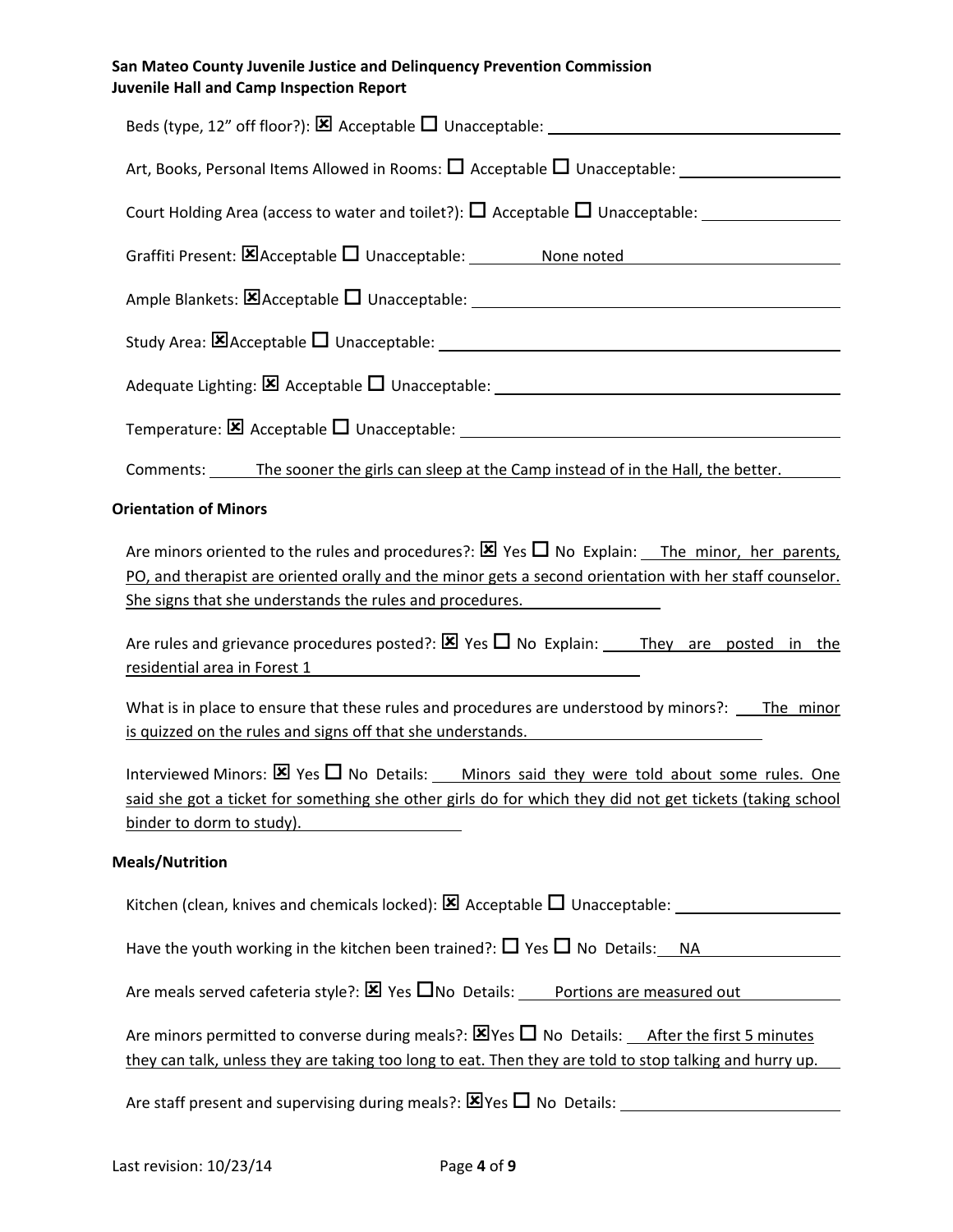Beds (type, 12" off floor?): ☒ Acceptable ☐ Unacceptable: \_\_\_\_\_\_\_\_\_\_

Art, Books, Personal Items Allowed in Rooms: ☐ Acceptable ☐ Unacceptable: \_\_\_\_\_\_\_\_\_\_

Court Holding Area (access to water and toilet?): ☐ Acceptable ☐ Unacceptable: \_\_\_\_\_\_\_\_\_\_

Graffiti Present: ☒Acceptable ☐ Unacceptable: None noted

Ample Blankets: ☒Acceptable ☐ Unacceptable: \_\_\_\_\_\_\_\_\_\_

Study Area: ☒Acceptable ☐ Unacceptable: \_\_\_\_\_\_\_\_\_\_

Adequate Lighting: ☒ Acceptable ☐ Unacceptable: \_\_\_\_\_\_\_\_\_\_

Temperature: ☒ Acceptable ☐ Unacceptable: \_\_\_\_\_\_\_\_\_\_

Comments: The sooner the girls can sleep at the Camp instead of in the Hall, the better.

**Orientation of Minors**

Are minors oriented to the rules and procedures?: ☒ Yes ☐ No Explain: The minor, her parents, PO, and therapist are oriented orally and the minor gets a second orientation with her staff counselor. She signs that she understands the rules and procedures.

Are rules and grievance procedures posted?: ☒ Yes ☐ No Explain: They are posted in the residential area in Forest 1

What is in place to ensure that these rules and procedures are understood by minors?: The minor is quizzed on the rules and signs off that she understands.

Interviewed Minors: ☒ Yes ☐ No Details: Minors said they were told about some rules. One said she got a ticket for something she other girls do for which they did not get tickets (taking school binder to dorm to study).

**Meals/Nutrition**

Kitchen (clean, knives and chemicals locked): ☒ Acceptable ☐ Unacceptable: \_\_\_\_\_\_\_\_\_\_

Have the youth working in the kitchen been trained?: ☐ Yes ☐ No Details: NA

Are meals served cafeteria style?: ☒ Yes ☐No Details: Portions are measured out

Are minors permitted to converse during meals?: ☒Yes ☐ No Details: After the first 5 minutes they can talk, unless they are taking too long to eat. Then they are told to stop talking and hurry up.

Are staff present and supervising during meals?: ☒Yes ☐ No Details: \_\_\_\_\_\_\_\_\_\_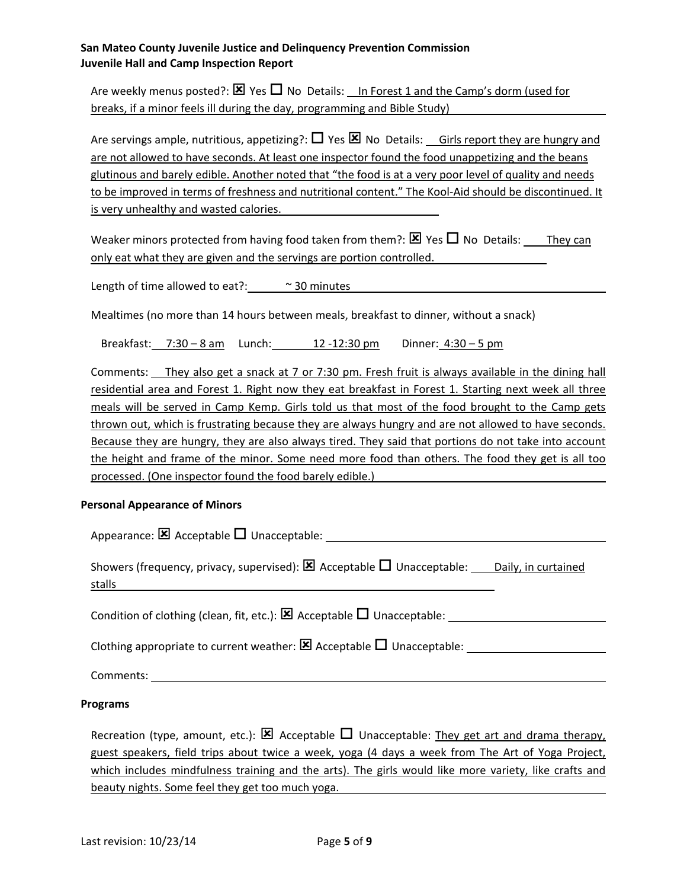Are weekly menus posted?: ☒ Yes ☐ No Details: In Forest 1 and the Camp's dorm (used for breaks, if a minor feels ill during the day, programming and Bible Study)

Are servings ample, nutritious, appetizing?: ☐ Yes ☒ No Details: Girls report they are hungry and are not allowed to have seconds. At least one inspector found the food unappetizing and the beans glutinous and barely edible. Another noted that "the food is at a very poor level of quality and needs to be improved in terms of freshness and nutritional content." The Kool-Aid should be discontinued. It is very unhealthy and wasted calories.

Weaker minors protected from having food taken from them?: ☒ Yes ☐ No Details: They can only eat what they are given and the servings are portion controlled.

Length of time allowed to eat?: ~ 30 minutes

Mealtimes (no more than 14 hours between meals, breakfast to dinner, without a snack)

Breakfast: 7:30 – 8 am Lunch: 12 -12:30 pm Dinner: 4:30 – 5 pm

Comments: They also get a snack at 7 or 7:30 pm. Fresh fruit is always available in the dining hall residential area and Forest 1. Right now they eat breakfast in Forest 1. Starting next week all three meals will be served in Camp Kemp. Girls told us that most of the food brought to the Camp gets thrown out, which is frustrating because they are always hungry and are not allowed to have seconds. Because they are hungry, they are also always tired. They said that portions do not take into account the height and frame of the minor. Some need more food than others. The food they get is all too processed. (One inspector found the food barely edible.)

**Personal Appearance of Minors**

Appearance: ☒ Acceptable ☐ Unacceptable:

Showers (frequency, privacy, supervised): ☒ Acceptable ☐ Unacceptable: Daily, in curtained stalls

Condition of clothing (clean, fit, etc.): ☒ Acceptable ☐ Unacceptable:

Clothing appropriate to current weather: ☒ Acceptable ☐ Unacceptable:

Comments:

**Programs**

Recreation (type, amount, etc.): ☒ Acceptable ☐ Unacceptable: They get art and drama therapy, guest speakers, field trips about twice a week, yoga (4 days a week from The Art of Yoga Project, which includes mindfulness training and the arts). The girls would like more variety, like crafts and beauty nights. Some feel they get too much yoga.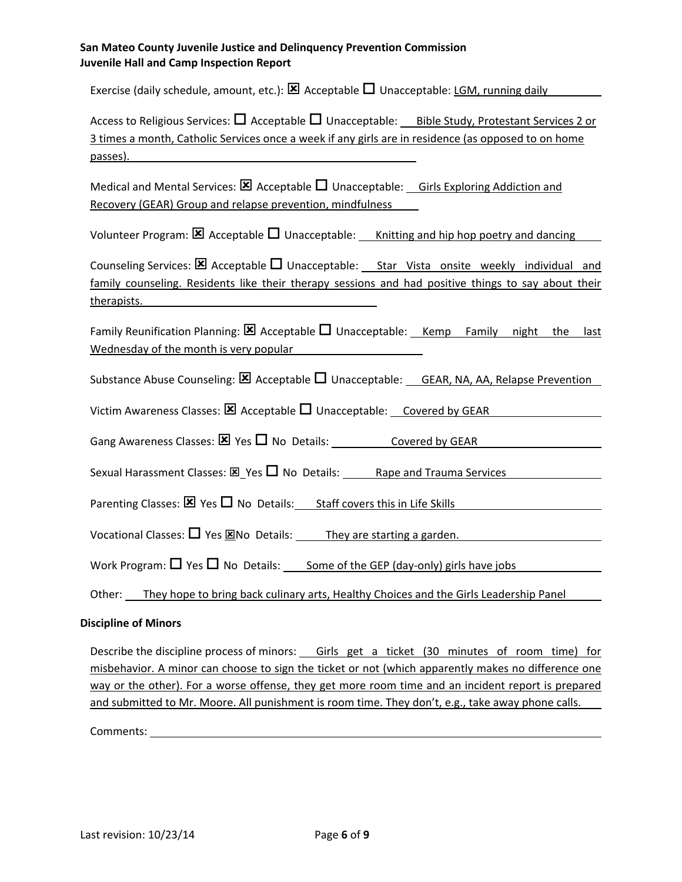**San Mateo County Juvenile Justice and Delinquency Prevention Commission**
**Juvenile Hall and Camp Inspection Report**

Exercise (daily schedule, amount, etc.): ☒ Acceptable ☐ Unacceptable: LGM, running daily

Access to Religious Services: ☐ Acceptable ☐ Unacceptable: Bible Study, Protestant Services 2 or 3 times a month, Catholic Services once a week if any girls are in residence (as opposed to on home passes).

Medical and Mental Services: ☒ Acceptable ☐ Unacceptable: Girls Exploring Addiction and Recovery (GEAR) Group and relapse prevention, mindfulness

Volunteer Program: ☒ Acceptable ☐ Unacceptable: Knitting and hip hop poetry and dancing

Counseling Services: ☒ Acceptable ☐ Unacceptable: Star Vista onsite weekly individual and family counseling. Residents like their therapy sessions and had positive things to say about their therapists.

Family Reunification Planning: ☒ Acceptable ☐ Unacceptable: Kemp Family night the last Wednesday of the month is very popular

Substance Abuse Counseling: ☒ Acceptable ☐ Unacceptable: GEAR, NA, AA, Relapse Prevention

Victim Awareness Classes: ☒ Acceptable ☐ Unacceptable: Covered by GEAR

Gang Awareness Classes: ☒ Yes ☐ No Details: Covered by GEAR

Sexual Harassment Classes: ☒ Yes ☐ No Details: Rape and Trauma Services

Parenting Classes: ☒ Yes ☐ No Details: Staff covers this in Life Skills

Vocational Classes: ☐ Yes ☒ No Details: They are starting a garden.

Work Program: ☐ Yes ☐ No Details: Some of the GEP (day-only) girls have jobs

Other: They hope to bring back culinary arts, Healthy Choices and the Girls Leadership Panel

**Discipline of Minors**

Describe the discipline process of minors: Girls get a ticket (30 minutes of room time) for misbehavior. A minor can choose to sign the ticket or not (which apparently makes no difference one way or the other). For a worse offense, they get more room time and an incident report is prepared and submitted to Mr. Moore. All punishment is room time. They don't, e.g., take away phone calls.

Comments: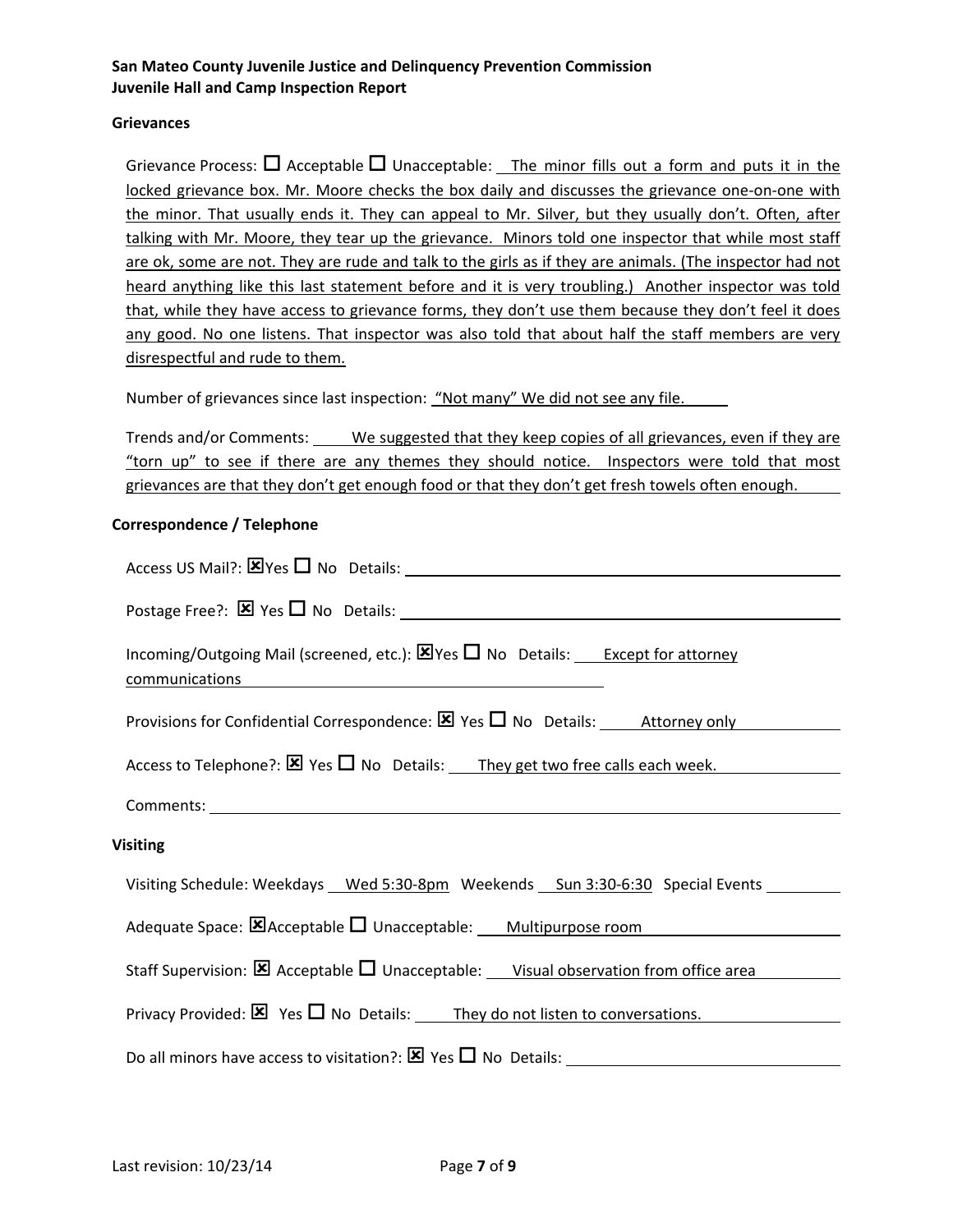**San Mateo County Juvenile Justice and Delinquency Prevention Commission**
**Juvenile Hall and Camp Inspection Report**

### Grievances

Grievance Process: ☐ Acceptable ☐ Unacceptable: The minor fills out a form and puts it in the locked grievance box. Mr. Moore checks the box daily and discusses the grievance one-on-one with the minor. That usually ends it. They can appeal to Mr. Silver, but they usually don't. Often, after talking with Mr. Moore, they tear up the grievance. Minors told one inspector that while most staff are ok, some are not. They are rude and talk to the girls as if they are animals. (The inspector had not heard anything like this last statement before and it is very troubling.) Another inspector was told that, while they have access to grievance forms, they don't use them because they don't feel it does any good. No one listens. That inspector was also told that about half the staff members are very disrespectful and rude to them.

Number of grievances since last inspection: "Not many" We did not see any file.

Trends and/or Comments: We suggested that they keep copies of all grievances, even if they are "torn up" to see if there are any themes they should notice. Inspectors were told that most grievances are that they don't get enough food or that they don't get fresh towels often enough.

### Correspondence / Telephone

Access US Mail?: ☒ Yes ☐ No Details:

Postage Free?: ☒ Yes ☐ No Details:

Incoming/Outgoing Mail (screened, etc.): ☒ Yes ☐ No Details: Except for attorney communications

Provisions for Confidential Correspondence: ☒ Yes ☐ No Details: Attorney only

Access to Telephone?: ☒ Yes ☐ No Details: They get two free calls each week.

Comments:

### Visiting

Visiting Schedule: Weekdays Wed 5:30-8pm Weekends Sun 3:30-6:30 Special Events

Adequate Space: ☒ Acceptable ☐ Unacceptable: Multipurpose room

Staff Supervision: ☒ Acceptable ☐ Unacceptable: Visual observation from office area

Privacy Provided: ☒ Yes ☐ No Details: They do not listen to conversations.

Do all minors have access to visitation?: ☒ Yes ☐ No Details:

Last revision: 10/23/14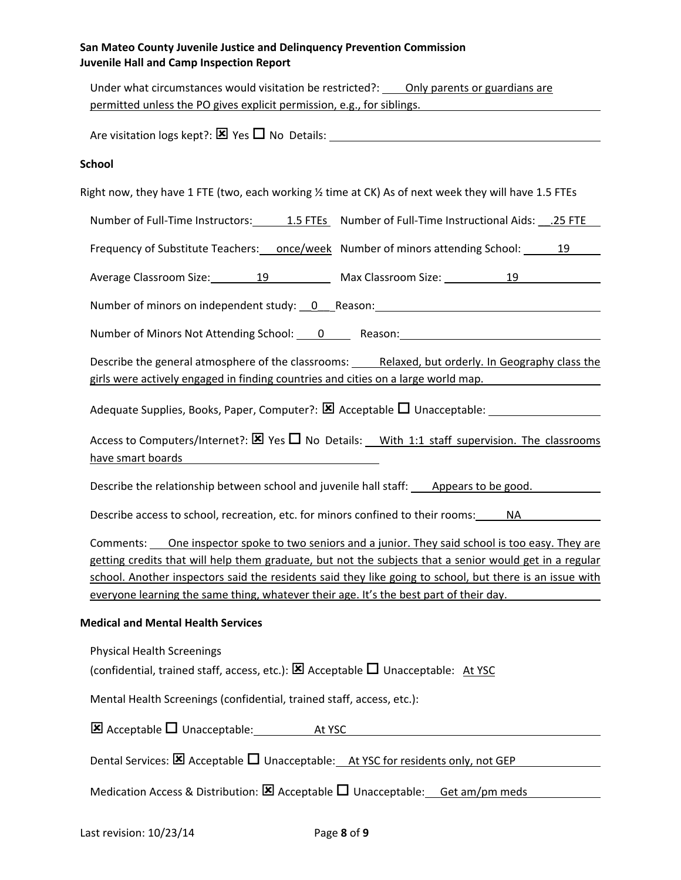Under what circumstances would visitation be restricted?: Only parents or guardians are permitted unless the PO gives explicit permission, e.g., for siblings.

Are visitation logs kept?: ☒ Yes ☐ No Details:

**School**

Right now, they have 1 FTE (two, each working ½ time at CK) As of next week they will have 1.5 FTEs

Number of Full-Time Instructors: 1.5 FTEs Number of Full-Time Instructional Aids: .25 FTE

Frequency of Substitute Teachers: once/week Number of minors attending School: 19

Average Classroom Size: 19 Max Classroom Size: 19

Number of minors on independent study: 0 Reason:

Number of Minors Not Attending School: 0 Reason:

Describe the general atmosphere of the classrooms: Relaxed, but orderly. In Geography class the girls were actively engaged in finding countries and cities on a large world map.

Adequate Supplies, Books, Paper, Computer?: ☒ Acceptable ☐ Unacceptable:

Access to Computers/Internet?: ☒ Yes ☐ No Details: With 1:1 staff supervision. The classrooms have smart boards

Describe the relationship between school and juvenile hall staff: Appears to be good.

Describe access to school, recreation, etc. for minors confined to their rooms: NA

Comments: One inspector spoke to two seniors and a junior. They said school is too easy. They are getting credits that will help them graduate, but not the subjects that a senior would get in a regular school. Another inspectors said the residents said they like going to school, but there is an issue with everyone learning the same thing, whatever their age. It's the best part of their day.

**Medical and Mental Health Services**

Physical Health Screenings
(confidential, trained staff, access, etc.): ☒ Acceptable ☐ Unacceptable: At YSC

Mental Health Screenings (confidential, trained staff, access, etc.):

☒ Acceptable ☐ Unacceptable: At YSC

Dental Services: ☒ Acceptable ☐ Unacceptable: At YSC for residents only, not GEP

Medication Access & Distribution: ☒ Acceptable ☐ Unacceptable: Get am/pm meds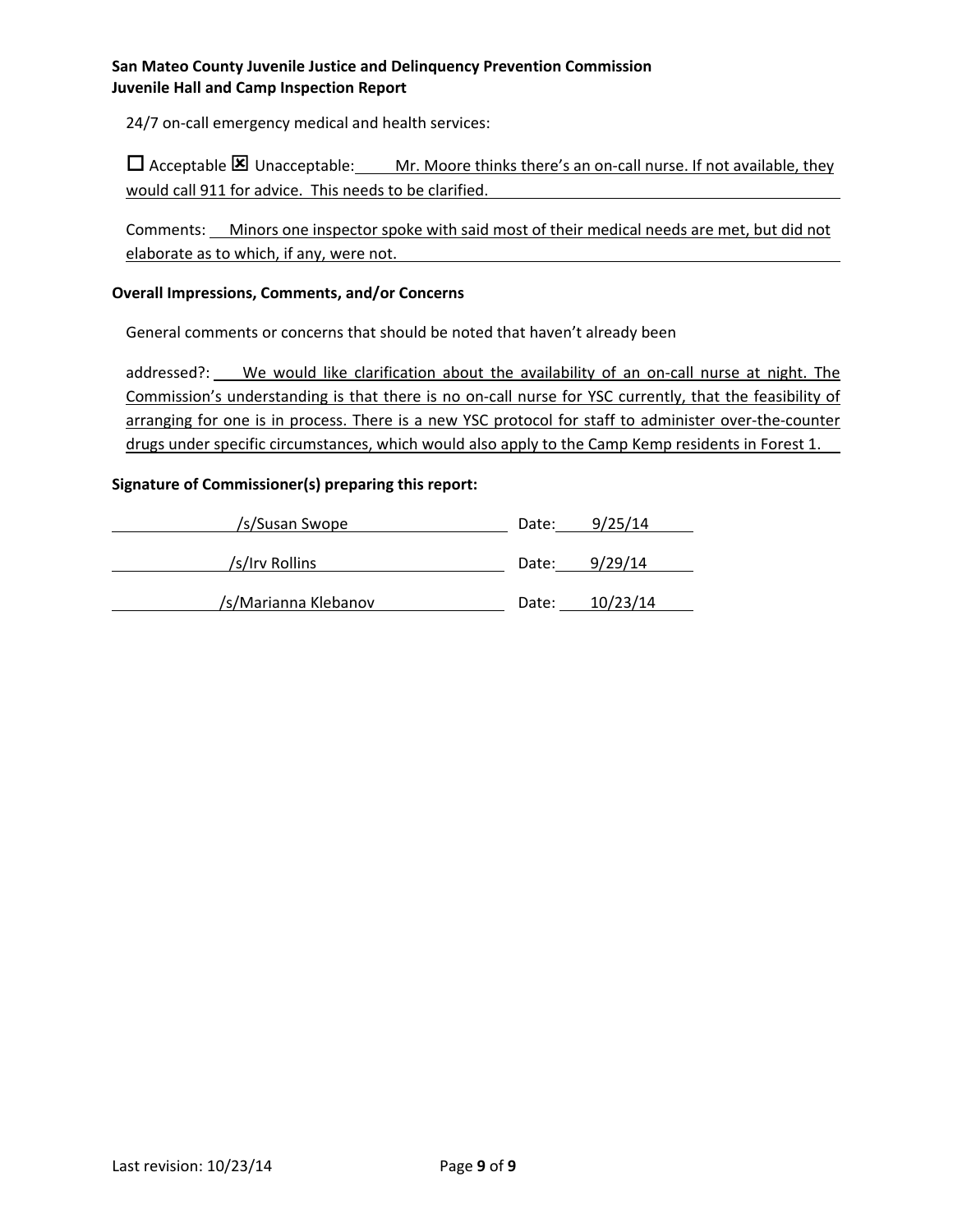24/7 on-call emergency medical and health services:

☐ Acceptable ☒ Unacceptable: Mr. Moore thinks there's an on-call nurse. If not available, they would call 911 for advice. This needs to be clarified.

Comments: Minors one inspector spoke with said most of their medical needs are met, but did not elaborate as to which, if any, were not.

**Overall Impressions, Comments, and/or Concerns**

General comments or concerns that should be noted that haven't already been

addressed?: We would like clarification about the availability of an on-call nurse at night. The Commission's understanding is that there is no on-call nurse for YSC currently, that the feasibility of arranging for one is in process. There is a new YSC protocol for staff to administer over-the-counter drugs under specific circumstances, which would also apply to the Camp Kemp residents in Forest 1.

**Signature of Commissioner(s) preparing this report:**

/s/Susan Swope Date: 9/25/14

/s/Irv Rollins Date: 9/29/14

/s/Marianna Klebanov Date: 10/23/14

Last revision: 10/23/14